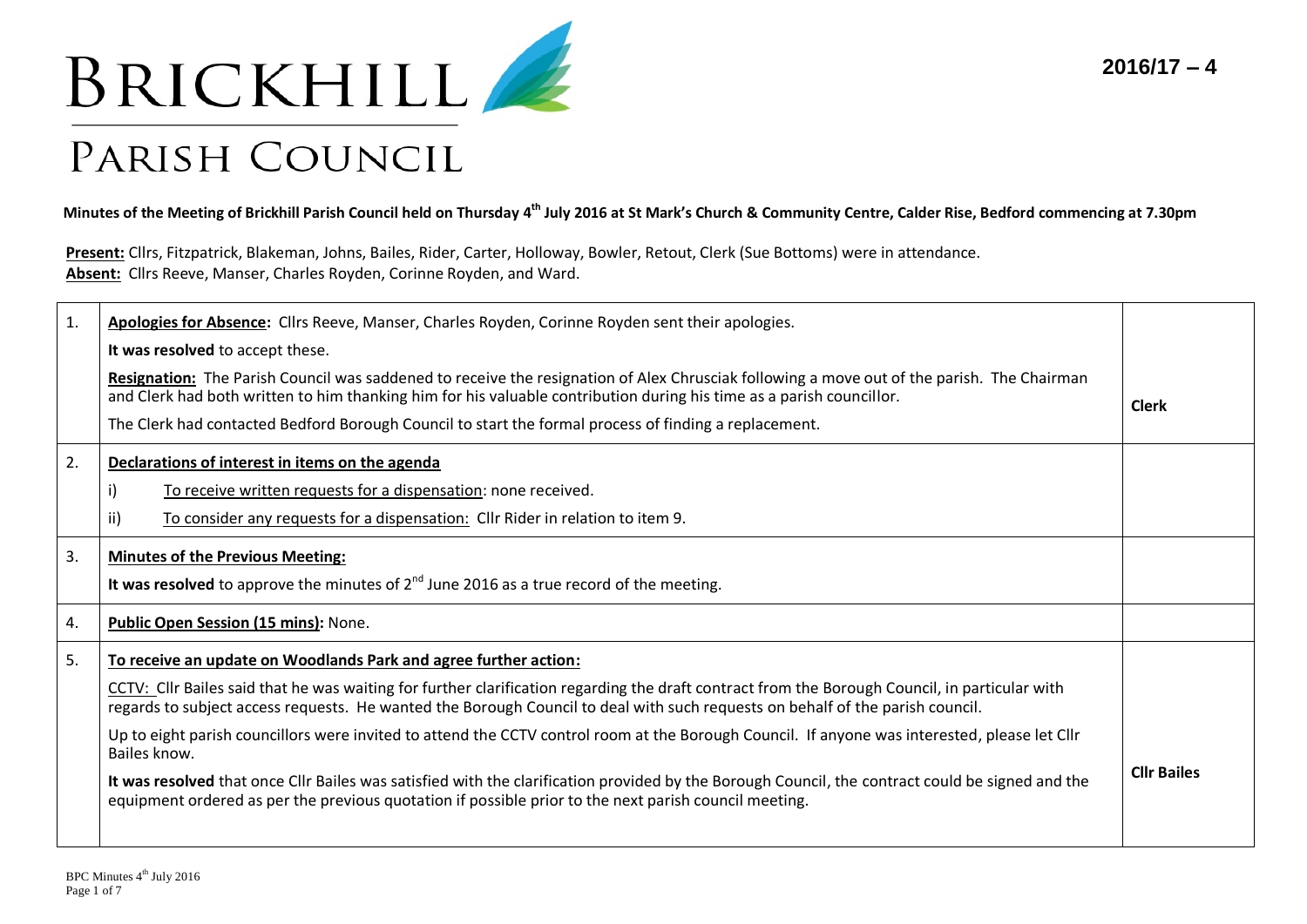# BRICKHILL PARISH COUNCIL

**2016/17 – 4**

**Minutes of the Meeting of Brickhill Parish Council held on Thursday 4th July 2016 at St Mark's Church & Community Centre, Calder Rise, Bedford commencing at 7.30pm**

**Present:** Cllrs, Fitzpatrick, Blakeman, Johns, Bailes, Rider, Carter, Holloway, Bowler, Retout, Clerk (Sue Bottoms) were in attendance.
**Absent:** Cllrs Reeve, Manser, Charles Royden, Corinne Royden, and Ward.

| | | |
|---|---|---|
| 1. | **Apologies for Absence:** Cllrs Reeve, Manser, Charles Royden, Corinne Royden sent their apologies.<br><br>**It was resolved** to accept these.<br><br>**Resignation:** The Parish Council was saddened to receive the resignation of Alex Chrusciak following a move out of the parish. The Chairman and Clerk had both written to him thanking him for his valuable contribution during his time as a parish councillor.<br><br>The Clerk had contacted Bedford Borough Council to start the formal process of finding a replacement. | **Clerk** |
| 2. | **Declarations of interest in items on the agenda**<br><br>i) To receive written requests for a dispensation: none received.<br><br>ii) To consider any requests for a dispensation: Cllr Rider in relation to item 9. | |
| 3. | **Minutes of the Previous Meeting:**<br><br>**It was resolved** to approve the minutes of 2nd June 2016 as a true record of the meeting. | |
| 4. | **Public Open Session (15 mins):** None. | |
| 5. | **To receive an update on Woodlands Park and agree further action:**<br><br>CCTV: Cllr Bailes said that he was waiting for further clarification regarding the draft contract from the Borough Council, in particular with regards to subject access requests. He wanted the Borough Council to deal with such requests on behalf of the parish council.<br><br>Up to eight parish councillors were invited to attend the CCTV control room at the Borough Council. If anyone was interested, please let Cllr Bailes know.<br><br>**It was resolved** that once Cllr Bailes was satisfied with the clarification provided by the Borough Council, the contract could be signed and the equipment ordered as per the previous quotation if possible prior to the next parish council meeting. | **Cllr Bailes** |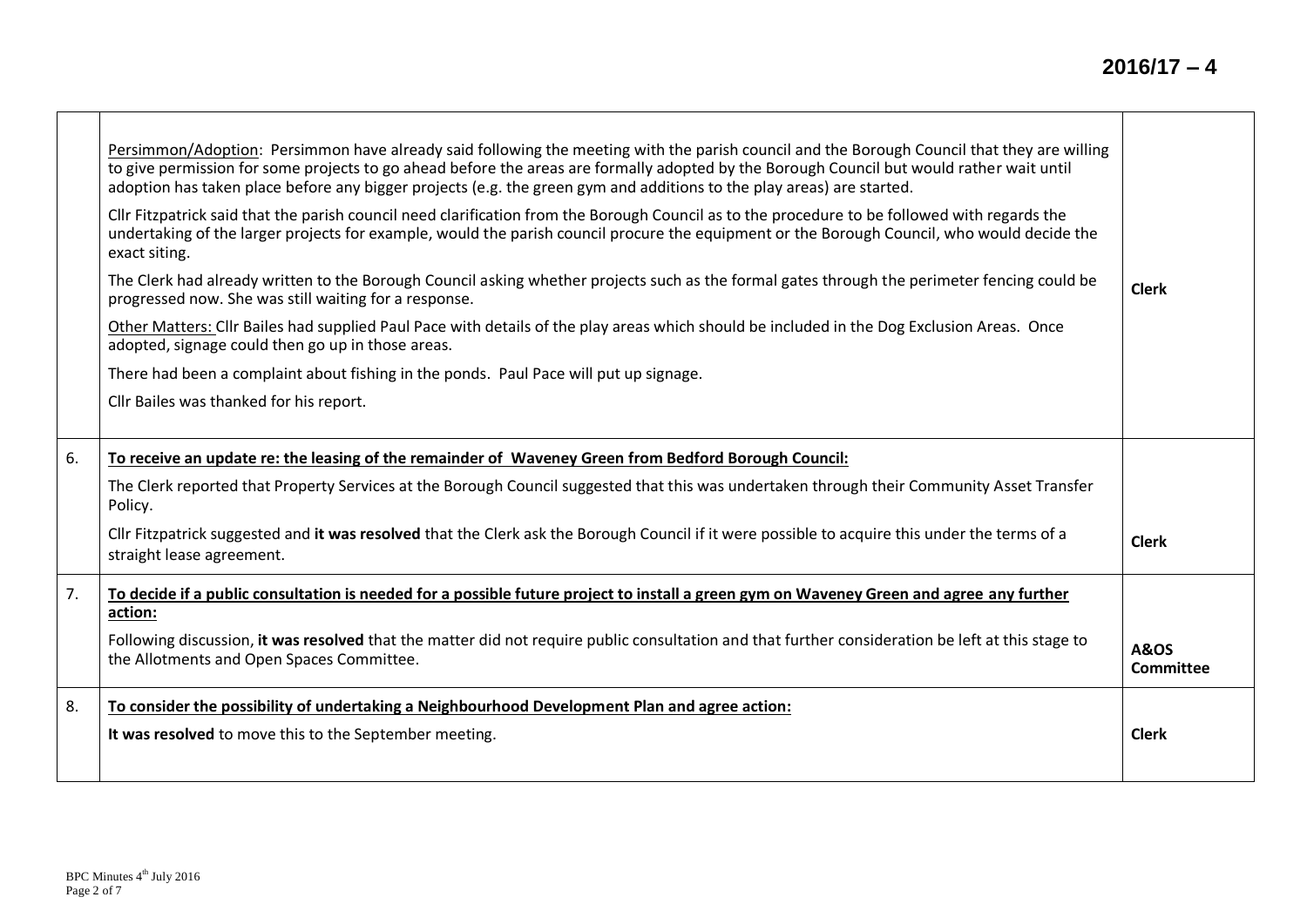| | | |
|---|---|---|
| | Persimmon/Adoption: Persimmon have already said following the meeting with the parish council and the Borough Council that they are willing to give permission for some projects to go ahead before the areas are formally adopted by the Borough Council but would rather wait until adoption has taken place before any bigger projects (e.g. the green gym and additions to the play areas) are started.<br><br>Cllr Fitzpatrick said that the parish council need clarification from the Borough Council as to the procedure to be followed with regards the undertaking of the larger projects for example, would the parish council procure the equipment or the Borough Council, who would decide the exact siting.<br><br>The Clerk had already written to the Borough Council asking whether projects such as the formal gates through the perimeter fencing could be progressed now. She was still waiting for a response.<br><br>Other Matters: Cllr Bailes had supplied Paul Pace with details of the play areas which should be included in the Dog Exclusion Areas. Once adopted, signage could then go up in those areas.<br><br>There had been a complaint about fishing in the ponds. Paul Pace will put up signage.<br><br>Cllr Bailes was thanked for his report. | **Clerk** |
| 6. | **To receive an update re: the leasing of the remainder of Waveney Green from Bedford Borough Council:**<br><br>The Clerk reported that Property Services at the Borough Council suggested that this was undertaken through their Community Asset Transfer Policy.<br><br>Cllr Fitzpatrick suggested and **it was resolved** that the Clerk ask the Borough Council if it were possible to acquire this under the terms of a straight lease agreement. | **Clerk** |
| 7. | **To decide if a public consultation is needed for a possible future project to install a green gym on Waveney Green and agree any further action:**<br><br>Following discussion, **it was resolved** that the matter did not require public consultation and that further consideration be left at this stage to the Allotments and Open Spaces Committee. | **A&OS Committee** |
| 8. | **To consider the possibility of undertaking a Neighbourhood Development Plan and agree action:**<br><br>**It was resolved** to move this to the September meeting. | **Clerk** |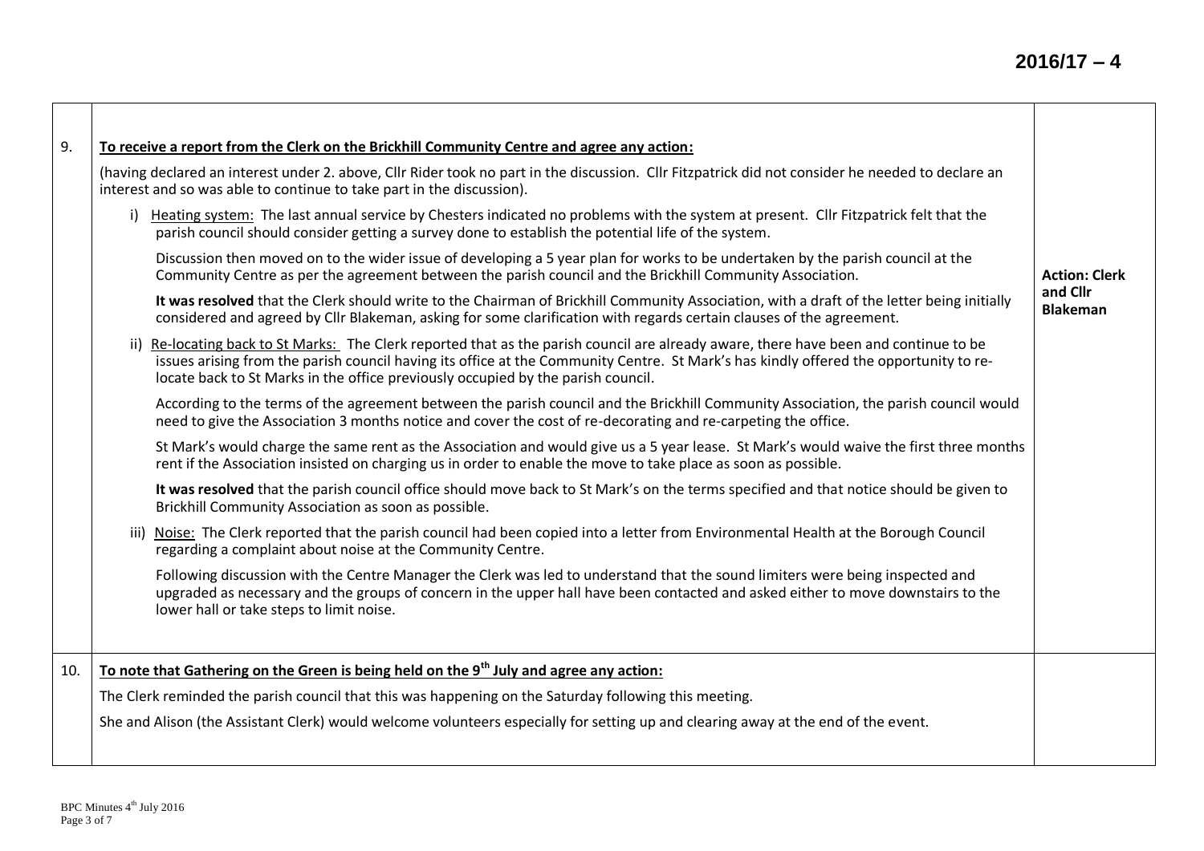| | | |
|---|---|---|
| 9. | **<u>To receive a report from the Clerk on the Brickhill Community Centre and agree any action:</u>**<br><br>(having declared an interest under 2. above, Cllr Rider took no part in the discussion. Cllr Fitzpatrick did not consider he needed to declare an interest and so was able to continue to take part in the discussion).<br><br>i) <u>Heating system:</u> The last annual service by Chesters indicated no problems with the system at present. Cllr Fitzpatrick felt that the parish council should consider getting a survey done to establish the potential life of the system.<br><br>Discussion then moved on to the wider issue of developing a 5 year plan for works to be undertaken by the parish council at the Community Centre as per the agreement between the parish council and the Brickhill Community Association.<br><br>**It was resolved** that the Clerk should write to the Chairman of Brickhill Community Association, with a draft of the letter being initially considered and agreed by Cllr Blakeman, asking for some clarification with regards certain clauses of the agreement.<br><br>ii) <u>Re-locating back to St Marks:</u> The Clerk reported that as the parish council are already aware, there have been and continue to be issues arising from the parish council having its office at the Community Centre. St Mark's has kindly offered the opportunity to re-locate back to St Marks in the office previously occupied by the parish council.<br><br>According to the terms of the agreement between the parish council and the Brickhill Community Association, the parish council would need to give the Association 3 months notice and cover the cost of re-decorating and re-carpeting the office.<br><br>St Mark's would charge the same rent as the Association and would give us a 5 year lease. St Mark's would waive the first three months rent if the Association insisted on charging us in order to enable the move to take place as soon as possible.<br><br>**It was resolved** that the parish council office should move back to St Mark's on the terms specified and that notice should be given to Brickhill Community Association as soon as possible.<br><br>iii) <u>Noise:</u> The Clerk reported that the parish council had been copied into a letter from Environmental Health at the Borough Council regarding a complaint about noise at the Community Centre.<br><br>Following discussion with the Centre Manager the Clerk was led to understand that the sound limiters were being inspected and upgraded as necessary and the groups of concern in the upper hall have been contacted and asked either to move downstairs to the lower hall or take steps to limit noise. | **Action: Clerk and Cllr Blakeman** |
| 10. | **<u>To note that Gathering on the Green is being held on the 9th July and agree any action:</u>**<br><br>The Clerk reminded the parish council that this was happening on the Saturday following this meeting.<br><br>She and Alison (the Assistant Clerk) would welcome volunteers especially for setting up and clearing away at the end of the event. | |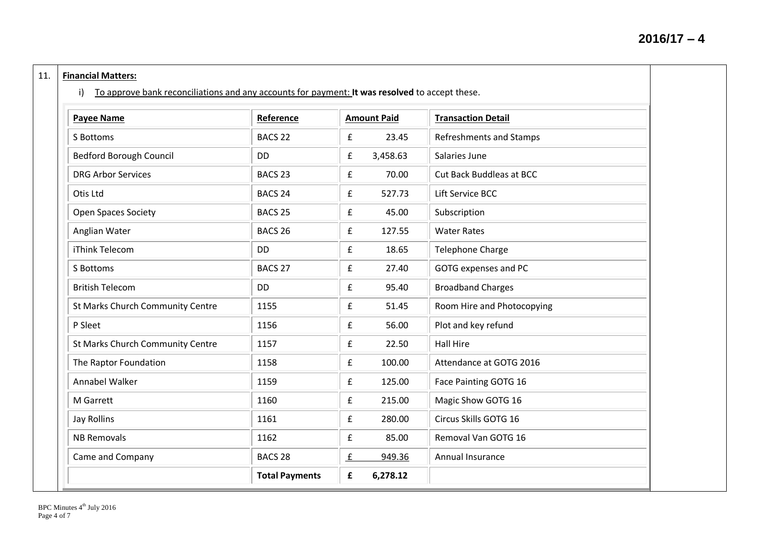11. **Financial Matters:**

i) To approve bank reconciliations and any accounts for payment: **It was resolved** to accept these.

| **Payee Name** | **Reference** | **Amount Paid** | **Transaction Detail** |
|---|---|---|---|
| S Bottoms | BACS 22 | £ 23.45 | Refreshments and Stamps |
| Bedford Borough Council | DD | £ 3,458.63 | Salaries June |
| DRG Arbor Services | BACS 23 | £ 70.00 | Cut Back Buddleas at BCC |
| Otis Ltd | BACS 24 | £ 527.73 | Lift Service BCC |
| Open Spaces Society | BACS 25 | £ 45.00 | Subscription |
| Anglian Water | BACS 26 | £ 127.55 | Water Rates |
| iThink Telecom | DD | £ 18.65 | Telephone Charge |
| S Bottoms | BACS 27 | £ 27.40 | GOTG expenses and PC |
| British Telecom | DD | £ 95.40 | Broadband Charges |
| St Marks Church Community Centre | 1155 | £ 51.45 | Room Hire and Photocopying |
| P Sleet | 1156 | £ 56.00 | Plot and key refund |
| St Marks Church Community Centre | 1157 | £ 22.50 | Hall Hire |
| The Raptor Foundation | 1158 | £ 100.00 | Attendance at GOTG 2016 |
| Annabel Walker | 1159 | £ 125.00 | Face Painting GOTG 16 |
| M Garrett | 1160 | £ 215.00 | Magic Show GOTG 16 |
| Jay Rollins | 1161 | £ 280.00 | Circus Skills GOTG 16 |
| NB Removals | 1162 | £ 85.00 | Removal Van GOTG 16 |
| Came and Company | BACS 28 | £ 949.36 | Annual Insurance |
| | **Total Payments** | **£ 6,278.12** | |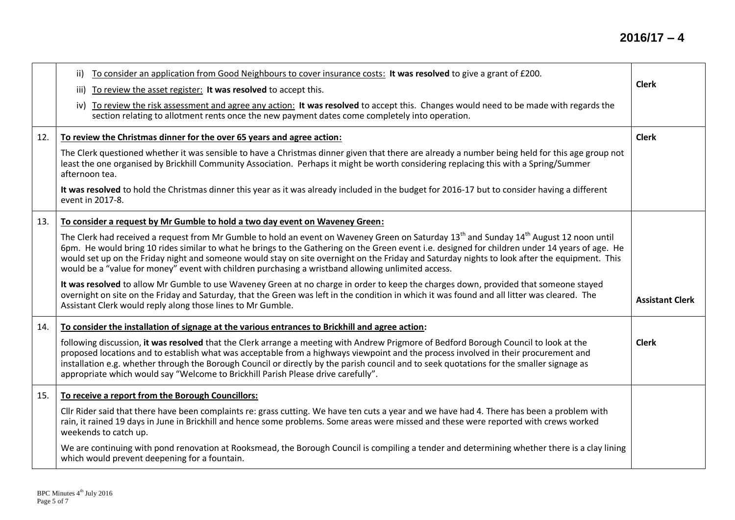| | | |
|---|---|---|
| | ii) To consider an application from Good Neighbours to cover insurance costs: **It was resolved** to give a grant of £200.<br>iii) To review the asset register: **It was resolved** to accept this.<br>iv) To review the risk assessment and agree any action: **It was resolved** to accept this. Changes would need to be made with regards the section relating to allotment rents once the new payment dates come completely into operation. | **Clerk** |
| 12. | **To review the Christmas dinner for the over 65 years and agree action:**<br>The Clerk questioned whether it was sensible to have a Christmas dinner given that there are already a number being held for this age group not least the one organised by Brickhill Community Association. Perhaps it might be worth considering replacing this with a Spring/Summer afternoon tea.<br>**It was resolved** to hold the Christmas dinner this year as it was already included in the budget for 2016-17 but to consider having a different event in 2017-8. | **Clerk** |
| 13. | **To consider a request by Mr Gumble to hold a two day event on Waveney Green:**<br>The Clerk had received a request from Mr Gumble to hold an event on Waveney Green on Saturday 13th and Sunday 14th August 12 noon until 6pm. He would bring 10 rides similar to what he brings to the Gathering on the Green event i.e. designed for children under 14 years of age. He would set up on the Friday night and someone would stay on site overnight on the Friday and Saturday nights to look after the equipment. This would be a "value for money" event with children purchasing a wristband allowing unlimited access.<br>**It was resolved** to allow Mr Gumble to use Waveney Green at no charge in order to keep the charges down, provided that someone stayed overnight on site on the Friday and Saturday, that the Green was left in the condition in which it was found and all litter was cleared. The Assistant Clerk would reply along those lines to Mr Gumble. | **Assistant Clerk** |
| 14. | **To consider the installation of signage at the various entrances to Brickhill and agree action:**<br>following discussion, **it was resolved** that the Clerk arrange a meeting with Andrew Prigmore of Bedford Borough Council to look at the proposed locations and to establish what was acceptable from a highways viewpoint and the process involved in their procurement and installation e.g. whether through the Borough Council or directly by the parish council and to seek quotations for the smaller signage as appropriate which would say "Welcome to Brickhill Parish Please drive carefully". | **Clerk** |
| 15. | **To receive a report from the Borough Councillors:**<br>Cllr Rider said that there have been complaints re: grass cutting. We have ten cuts a year and we have had 4. There has been a problem with rain, it rained 19 days in June in Brickhill and hence some problems. Some areas were missed and these were reported with crews worked weekends to catch up.<br>We are continuing with pond renovation at Rooksmead, the Borough Council is compiling a tender and determining whether there is a clay lining which would prevent deepening for a fountain. | |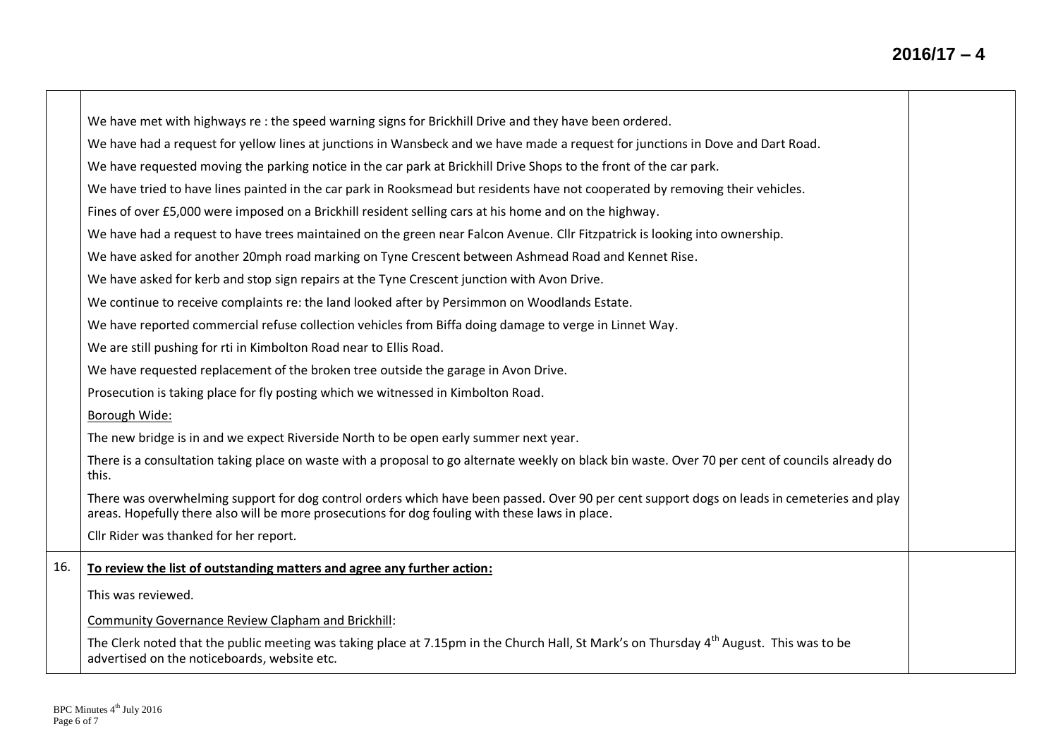|  |  |  |
|---|---|---|
|  | We have met with highways re : the speed warning signs for Brickhill Drive and they have been ordered.<br><br>We have had a request for yellow lines at junctions in Wansbeck and we have made a request for junctions in Dove and Dart Road.<br><br>We have requested moving the parking notice in the car park at Brickhill Drive Shops to the front of the car park.<br><br>We have tried to have lines painted in the car park in Rooksmead but residents have not cooperated by removing their vehicles.<br><br>Fines of over £5,000 were imposed on a Brickhill resident selling cars at his home and on the highway.<br><br>We have had a request to have trees maintained on the green near Falcon Avenue. Cllr Fitzpatrick is looking into ownership.<br><br>We have asked for another 20mph road marking on Tyne Crescent between Ashmead Road and Kennet Rise.<br><br>We have asked for kerb and stop sign repairs at the Tyne Crescent junction with Avon Drive.<br><br>We continue to receive complaints re: the land looked after by Persimmon on Woodlands Estate.<br><br>We have reported commercial refuse collection vehicles from Biffa doing damage to verge in Linnet Way.<br><br>We are still pushing for rti in Kimbolton Road near to Ellis Road.<br><br>We have requested replacement of the broken tree outside the garage in Avon Drive.<br><br>Prosecution is taking place for fly posting which we witnessed in Kimbolton Road.<br><br>Borough Wide:<br><br>The new bridge is in and we expect Riverside North to be open early summer next year.<br><br>There is a consultation taking place on waste with a proposal to go alternate weekly on black bin waste. Over 70 per cent of councils already do this.<br><br>There was overwhelming support for dog control orders which have been passed. Over 90 per cent support dogs on leads in cemeteries and play areas. Hopefully there also will be more prosecutions for dog fouling with these laws in place.<br><br>Cllr Rider was thanked for her report. |  |
| 16. | **To review the list of outstanding matters and agree any further action:**<br><br>This was reviewed.<br><br>Community Governance Review Clapham and Brickhill:<br><br>The Clerk noted that the public meeting was taking place at 7.15pm in the Church Hall, St Mark's on Thursday 4th August. This was to be advertised on the noticeboards, website etc. |  |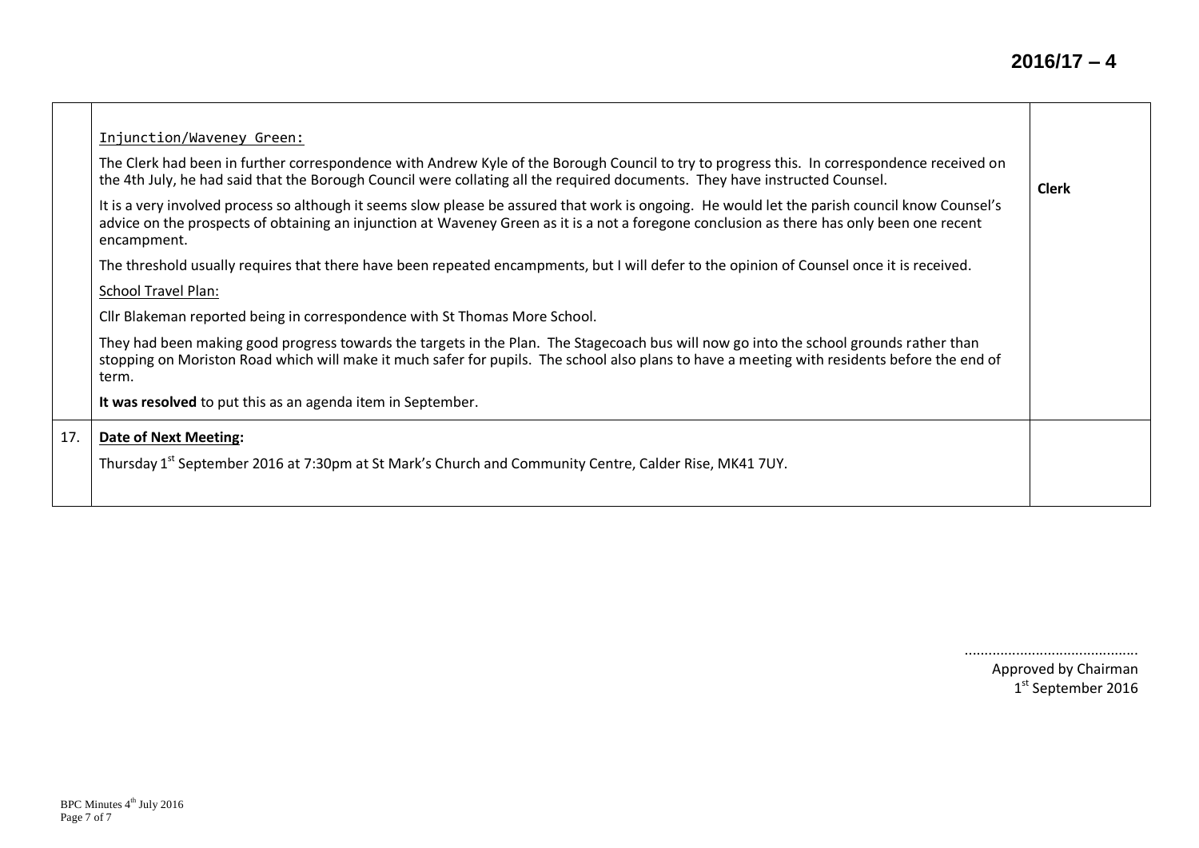| | | |
|---|---|---|
| | Injunction/Waveney Green:<br><br>The Clerk had been in further correspondence with Andrew Kyle of the Borough Council to try to progress this. In correspondence received on the 4th July, he had said that the Borough Council were collating all the required documents. They have instructed Counsel.<br><br>It is a very involved process so although it seems slow please be assured that work is ongoing. He would let the parish council know Counsel's advice on the prospects of obtaining an injunction at Waveney Green as it is a not a foregone conclusion as there has only been one recent encampment.<br><br>The threshold usually requires that there have been repeated encampments, but I will defer to the opinion of Counsel once it is received.<br><br>School Travel Plan:<br><br>Cllr Blakeman reported being in correspondence with St Thomas More School.<br><br>They had been making good progress towards the targets in the Plan. The Stagecoach bus will now go into the school grounds rather than stopping on Moriston Road which will make it much safer for pupils. The school also plans to have a meeting with residents before the end of term.<br><br>**It was resolved** to put this as an agenda item in September. | **Clerk** |
| 17. | **Date of Next Meeting:**<br><br>Thursday 1st September 2016 at 7:30pm at St Mark's Church and Community Centre, Calder Rise, MK41 7UY. | |

...........................................
Approved by Chairman
1st September 2016